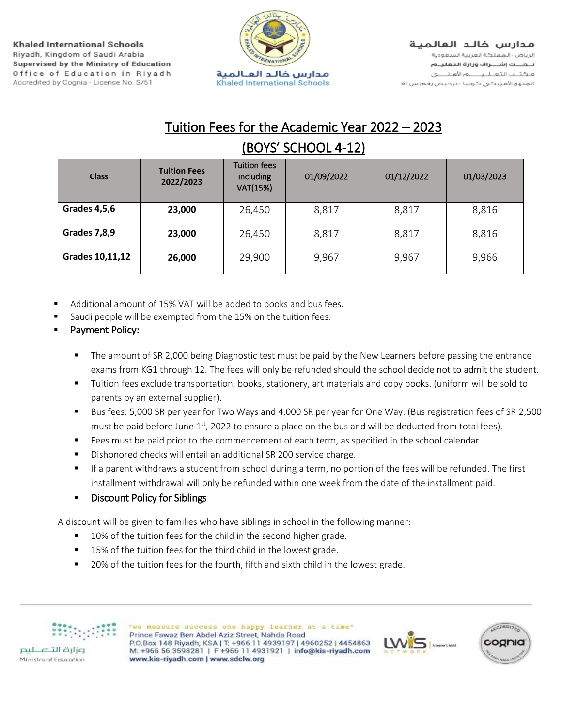**Khaled International Schools**
Riyadh, Kingdom of Saudi Arabia
**Supervised by the Ministry of Education**
Office of Education in Riyadh
Accredited by Cognia - License No. S/51

مدارس خالد العالمية
Khaled International Schools

**مدارس خالد العالمية**
الرياض - المملكة العربية السعودية
**تحت إشراف وزارة التعليم**
مكتب التعليم الأهلي
المنهج الأمريكي كوجنيا - ترخيص رقم س ١٥

## Tuition Fees for the Academic Year 2022 – 2023

## (BOYS' SCHOOL 4-12)

| Class | Tuition Fees 2022/2023 | Tuition fees including VAT(15%) | 01/09/2022 | 01/12/2022 | 01/03/2023 |
|---|---|---|---|---|---|
| **Grades 4,5,6** | **23,000** | 26,450 | 8,817 | 8,817 | 8,816 |
| **Grades 7,8,9** | **23,000** | 26,450 | 8,817 | 8,817 | 8,816 |
| **Grades 10,11,12** | **26,000** | 29,900 | 9,967 | 9,967 | 9,966 |

- Additional amount of 15% VAT will be added to books and bus fees.
- Saudi people will be exempted from the 15% on the tuition fees.
- Payment Policy:
  - The amount of SR 2,000 being Diagnostic test must be paid by the New Learners before passing the entrance exams from KG1 through 12. The fees will only be refunded should the school decide not to admit the student.
  - Tuition fees exclude transportation, books, stationery, art materials and copy books. (uniform will be sold to parents by an external supplier).
  - Bus fees: 5,000 SR per year for Two Ways and 4,000 SR per year for One Way. (Bus registration fees of SR 2,500 must be paid before June 1st, 2022 to ensure a place on the bus and will be deducted from total fees).
  - Fees must be paid prior to the commencement of each term, as specified in the school calendar.
  - Dishonored checks will entail an additional SR 200 service charge.
  - If a parent withdraws a student from school during a term, no portion of the fees will be refunded. The first installment withdrawal will only be refunded within one week from the date of the installment paid.
  - Discount Policy for Siblings

A discount will be given to families who have siblings in school in the following manner:

- 10% of the tuition fees for the child in the second higher grade.
- 15% of the tuition fees for the third child in the lowest grade.
- 20% of the tuition fees for the fourth, fifth and sixth child in the lowest grade.

وزارة التعليم
Ministry of Education

"We measure success one happy learner at a time"
Prince Fawaz Ben Abdel Aziz Street, Nahda Road
P.O.Box 148 Riyadh, KSA | T: +966 11 4939197 | 4960252 | 4454863
M: +966 56 3598281 | F +966 11 4931921 | info@kis-riyadh.com
www.kis-riyadh.com | www.sdclw.org